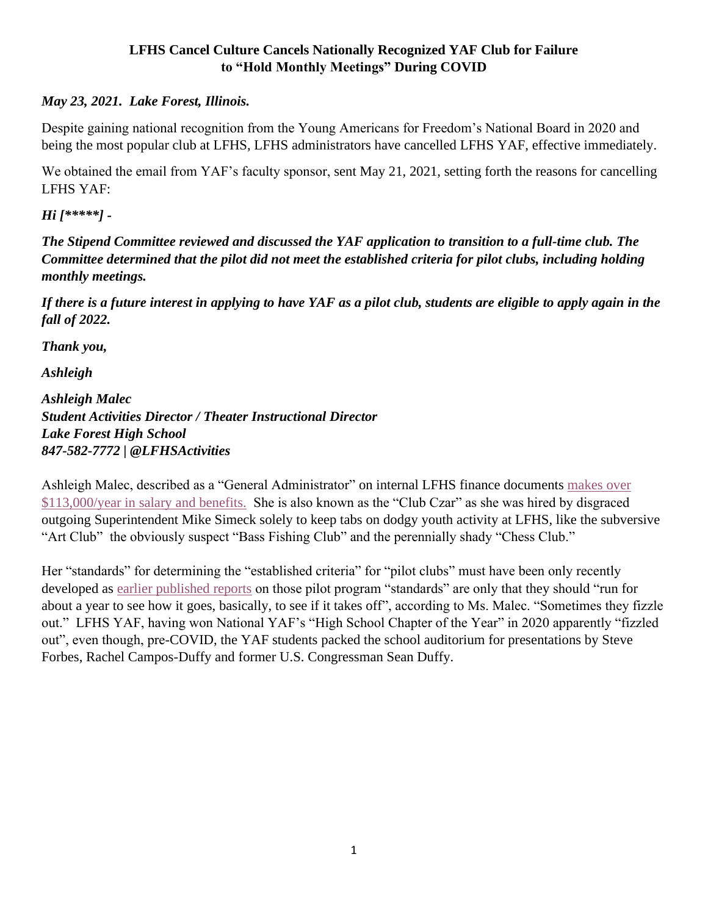# LFHS Cancel Culture Cancels Nationally Recognized YAF Club for Failure to "Hold Monthly Meetings" During COVID

***May 23, 2021. Lake Forest, Illinois.***

Despite gaining national recognition from the Young Americans for Freedom's National Board in 2020 and being the most popular club at LFHS, LFHS administrators have cancelled LFHS YAF, effective immediately.

We obtained the email from YAF's faculty sponsor, sent May 21, 2021, setting forth the reasons for cancelling LFHS YAF:

***Hi [*****] -***

***The Stipend Committee reviewed and discussed the YAF application to transition to a full-time club. The Committee determined that the pilot did not meet the established criteria for pilot clubs, including holding monthly meetings.***

***If there is a future interest in applying to have YAF as a pilot club, students are eligible to apply again in the fall of 2022.***

***Thank you,***

***Ashleigh***

***Ashleigh Malec***
***Student Activities Director / Theater Instructional Director***
***Lake Forest High School***
***847-582-7772 | @LFHSActivities***

Ashleigh Malec, described as a "General Administrator" on internal LFHS finance documents makes over $113,000/year in salary and benefits. She is also known as the "Club Czar" as she was hired by disgraced outgoing Superintendent Mike Simeck solely to keep tabs on dodgy youth activity at LFHS, like the subversive "Art Club" the obviously suspect "Bass Fishing Club" and the perennially shady "Chess Club."

Her "standards" for determining the "established criteria" for "pilot clubs" must have been only recently developed as earlier published reports on those pilot program "standards" are only that they should "run for about a year to see how it goes, basically, to see if it takes off", according to Ms. Malec. "Sometimes they fizzle out." LFHS YAF, having won National YAF's "High School Chapter of the Year" in 2020 apparently "fizzled out", even though, pre-COVID, the YAF students packed the school auditorium for presentations by Steve Forbes, Rachel Campos-Duffy and former U.S. Congressman Sean Duffy.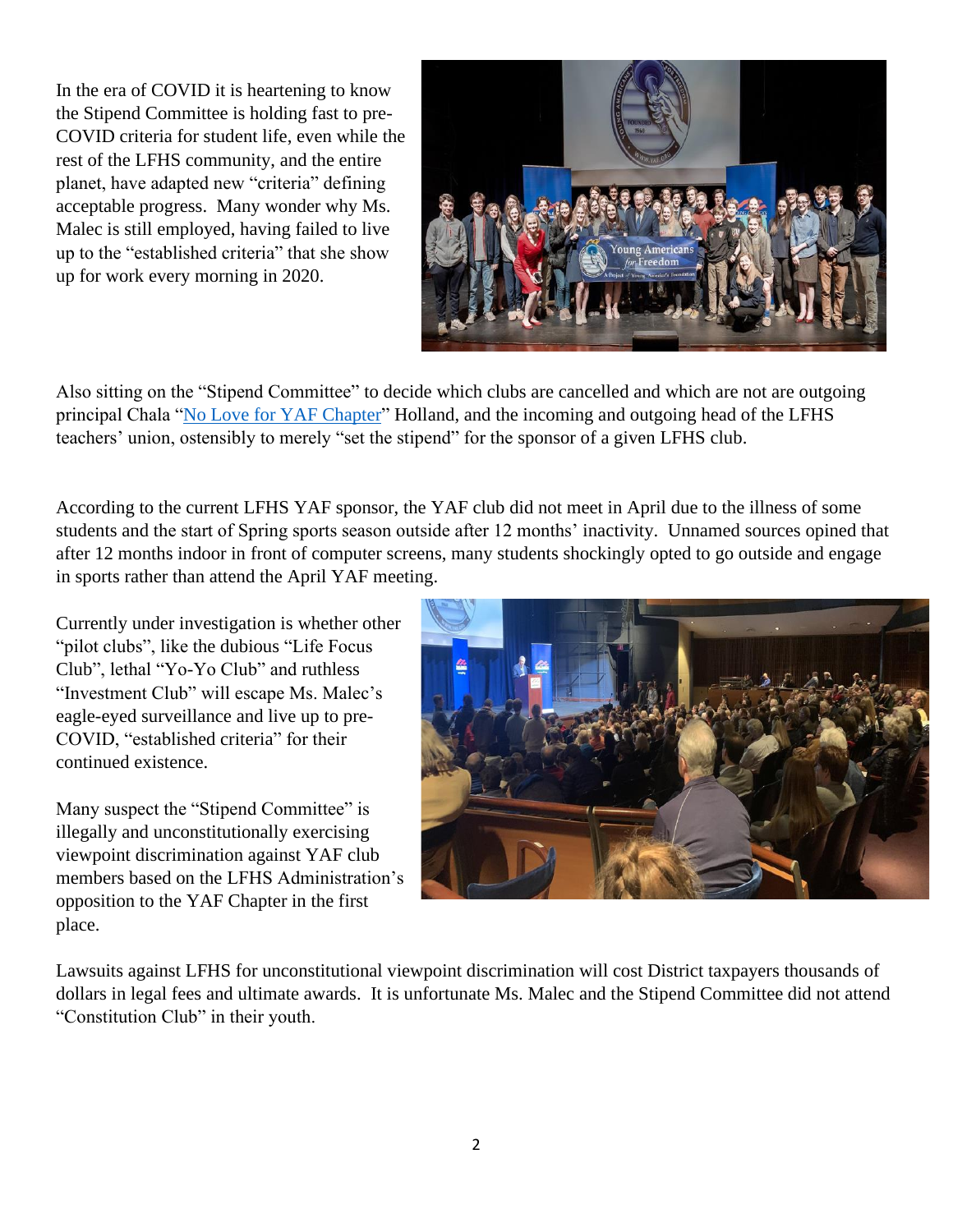In the era of COVID it is heartening to know the Stipend Committee is holding fast to pre-COVID criteria for student life, even while the rest of the LFHS community, and the entire planet, have adapted new "criteria" defining acceptable progress. Many wonder why Ms. Malec is still employed, having failed to live up to the "established criteria" that she show up for work every morning in 2020.

Also sitting on the "Stipend Committee" to decide which clubs are cancelled and which are not are outgoing principal Chala "No Love for YAF Chapter" Holland, and the incoming and outgoing head of the LFHS teachers' union, ostensibly to merely "set the stipend" for the sponsor of a given LFHS club.

According to the current LFHS YAF sponsor, the YAF club did not meet in April due to the illness of some students and the start of Spring sports season outside after 12 months' inactivity. Unnamed sources opined that after 12 months indoor in front of computer screens, many students shockingly opted to go outside and engage in sports rather than attend the April YAF meeting.

Currently under investigation is whether other "pilot clubs", like the dubious "Life Focus Club", lethal "Yo-Yo Club" and ruthless "Investment Club" will escape Ms. Malec's eagle-eyed surveillance and live up to pre-COVID, "established criteria" for their continued existence.

Many suspect the "Stipend Committee" is illegally and unconstitutionally exercising viewpoint discrimination against YAF club members based on the LFHS Administration's opposition to the YAF Chapter in the first place.

Lawsuits against LFHS for unconstitutional viewpoint discrimination will cost District taxpayers thousands of dollars in legal fees and ultimate awards. It is unfortunate Ms. Malec and the Stipend Committee did not attend "Constitution Club" in their youth.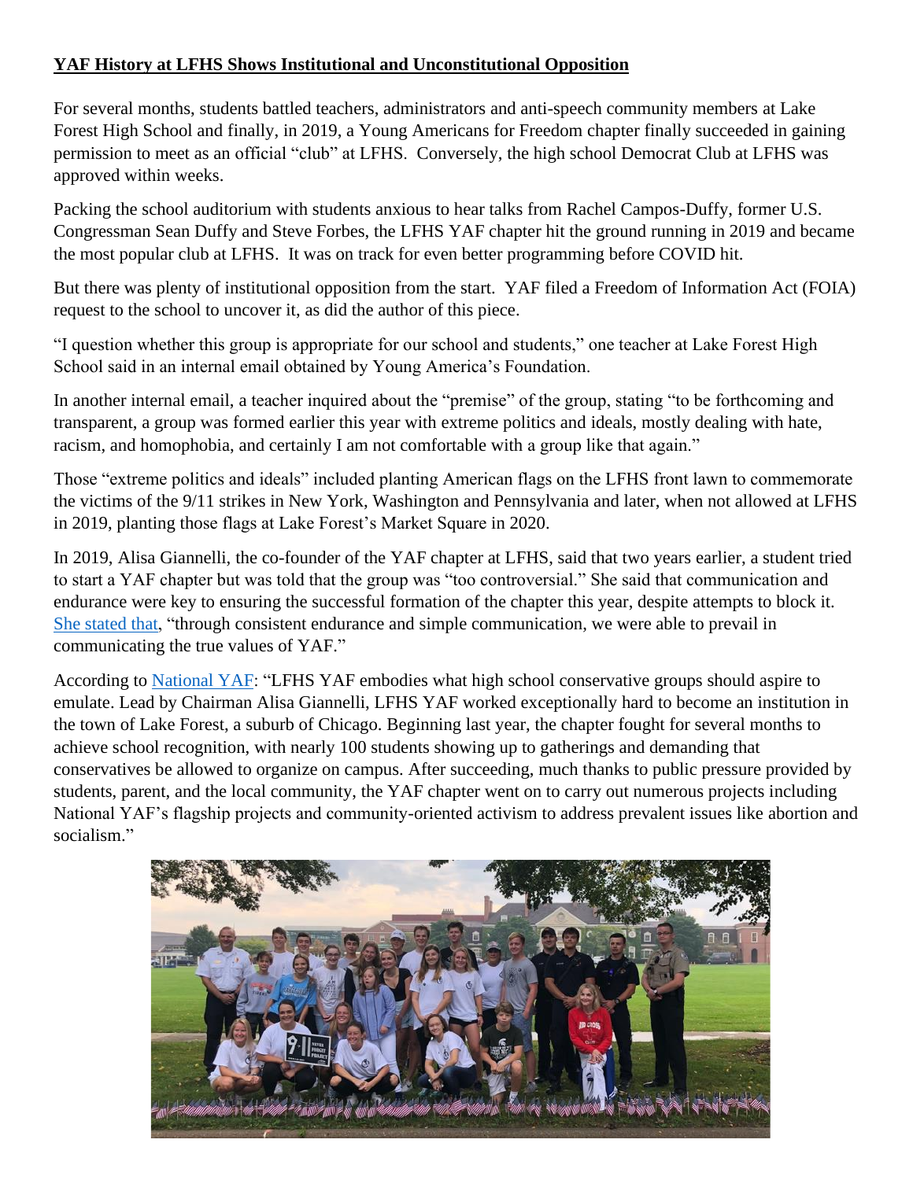**YAF History at LFHS Shows Institutional and Unconstitutional Opposition**

For several months, students battled teachers, administrators and anti-speech community members at Lake Forest High School and finally, in 2019, a Young Americans for Freedom chapter finally succeeded in gaining permission to meet as an official "club" at LFHS. Conversely, the high school Democrat Club at LFHS was approved within weeks.

Packing the school auditorium with students anxious to hear talks from Rachel Campos-Duffy, former U.S. Congressman Sean Duffy and Steve Forbes, the LFHS YAF chapter hit the ground running in 2019 and became the most popular club at LFHS. It was on track for even better programming before COVID hit.

But there was plenty of institutional opposition from the start. YAF filed a Freedom of Information Act (FOIA) request to the school to uncover it, as did the author of this piece.

"I question whether this group is appropriate for our school and students," one teacher at Lake Forest High School said in an internal email obtained by Young America's Foundation.

In another internal email, a teacher inquired about the "premise" of the group, stating "to be forthcoming and transparent, a group was formed earlier this year with extreme politics and ideals, mostly dealing with hate, racism, and homophobia, and certainly I am not comfortable with a group like that again."

Those "extreme politics and ideals" included planting American flags on the LFHS front lawn to commemorate the victims of the 9/11 strikes in New York, Washington and Pennsylvania and later, when not allowed at LFHS in 2019, planting those flags at Lake Forest's Market Square in 2020.

In 2019, Alisa Giannelli, the co-founder of the YAF chapter at LFHS, said that two years earlier, a student tried to start a YAF chapter but was told that the group was "too controversial." She said that communication and endurance were key to ensuring the successful formation of the chapter this year, despite attempts to block it. She stated that, "through consistent endurance and simple communication, we were able to prevail in communicating the true values of YAF."

According to National YAF: "LFHS YAF embodies what high school conservative groups should aspire to emulate. Lead by Chairman Alisa Giannelli, LFHS YAF worked exceptionally hard to become an institution in the town of Lake Forest, a suburb of Chicago. Beginning last year, the chapter fought for several months to achieve school recognition, with nearly 100 students showing up to gatherings and demanding that conservatives be allowed to organize on campus. After succeeding, much thanks to public pressure provided by students, parent, and the local community, the YAF chapter went on to carry out numerous projects including National YAF's flagship projects and community-oriented activism to address prevalent issues like abortion and socialism."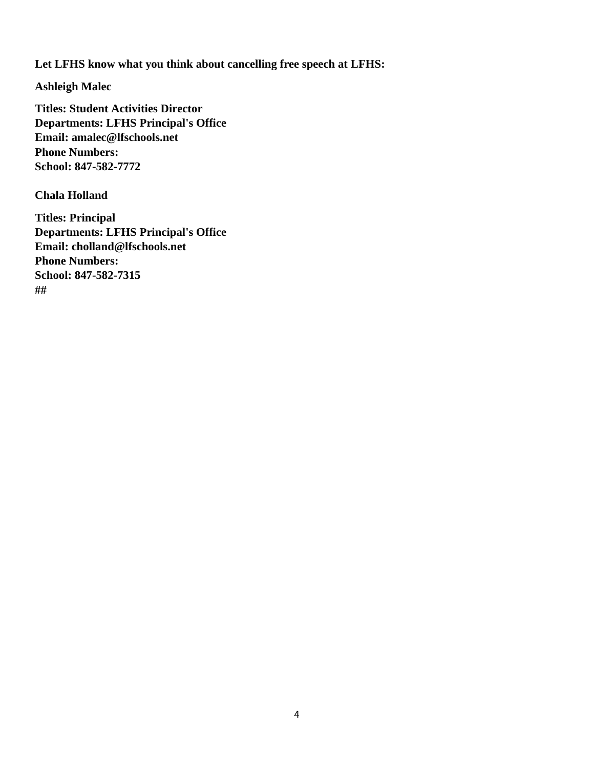**Let LFHS know what you think about cancelling free speech at LFHS:**

**Ashleigh Malec**

**Titles: Student Activities Director**
**Departments: LFHS Principal's Office**
**Email: amalec@lfschools.net**
**Phone Numbers:**
**School: 847-582-7772**

**Chala Holland**

**Titles: Principal**
**Departments: LFHS Principal's Office**
**Email: cholland@lfschools.net**
**Phone Numbers:**
**School: 847-582-7315**
**##**